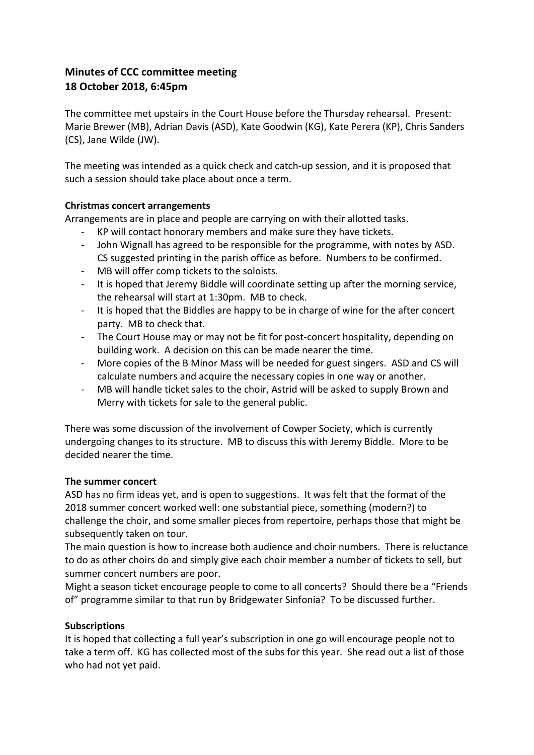## Minutes of CCC committee meeting
## 18 October 2018, 6:45pm

The committee met upstairs in the Court House before the Thursday rehearsal. Present: Marie Brewer (MB), Adrian Davis (ASD), Kate Goodwin (KG), Kate Perera (KP), Chris Sanders (CS), Jane Wilde (JW).

The meeting was intended as a quick check and catch-up session, and it is proposed that such a session should take place about once a term.

**Christmas concert arrangements**

Arrangements are in place and people are carrying on with their allotted tasks.

- KP will contact honorary members and make sure they have tickets.
- John Wignall has agreed to be responsible for the programme, with notes by ASD. CS suggested printing in the parish office as before. Numbers to be confirmed.
- MB will offer comp tickets to the soloists.
- It is hoped that Jeremy Biddle will coordinate setting up after the morning service, the rehearsal will start at 1:30pm. MB to check.
- It is hoped that the Biddles are happy to be in charge of wine for the after concert party. MB to check that.
- The Court House may or may not be fit for post-concert hospitality, depending on building work. A decision on this can be made nearer the time.
- More copies of the B Minor Mass will be needed for guest singers. ASD and CS will calculate numbers and acquire the necessary copies in one way or another.
- MB will handle ticket sales to the choir, Astrid will be asked to supply Brown and Merry with tickets for sale to the general public.

There was some discussion of the involvement of Cowper Society, which is currently undergoing changes to its structure. MB to discuss this with Jeremy Biddle. More to be decided nearer the time.

**The summer concert**

ASD has no firm ideas yet, and is open to suggestions. It was felt that the format of the 2018 summer concert worked well: one substantial piece, something (modern?) to challenge the choir, and some smaller pieces from repertoire, perhaps those that might be subsequently taken on tour.

The main question is how to increase both audience and choir numbers. There is reluctance to do as other choirs do and simply give each choir member a number of tickets to sell, but summer concert numbers are poor.

Might a season ticket encourage people to come to all concerts? Should there be a "Friends of" programme similar to that run by Bridgewater Sinfonia? To be discussed further.

**Subscriptions**

It is hoped that collecting a full year's subscription in one go will encourage people not to take a term off. KG has collected most of the subs for this year. She read out a list of those who had not yet paid.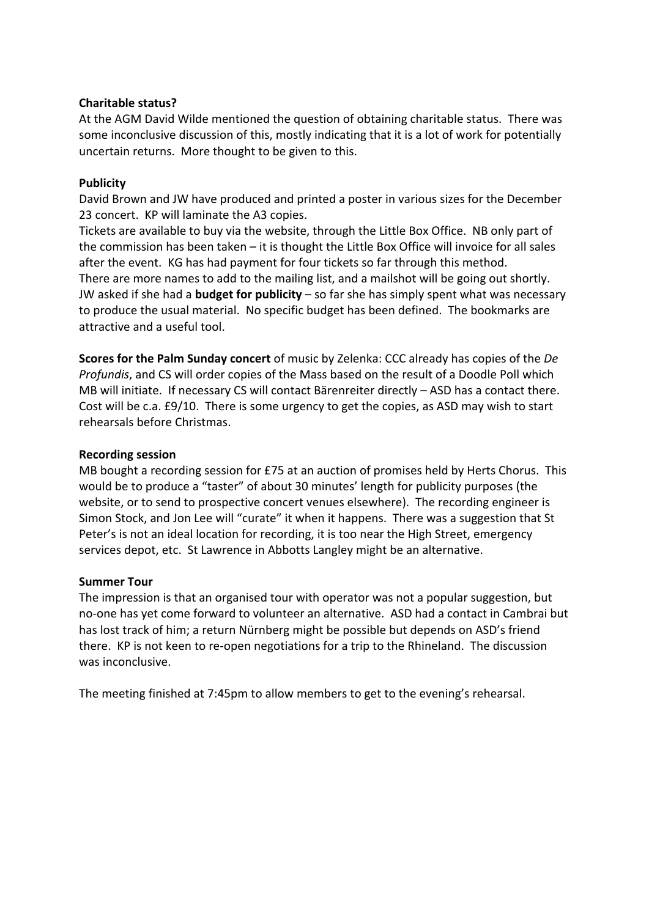**Charitable status?**
At the AGM David Wilde mentioned the question of obtaining charitable status. There was some inconclusive discussion of this, mostly indicating that it is a lot of work for potentially uncertain returns. More thought to be given to this.

**Publicity**
David Brown and JW have produced and printed a poster in various sizes for the December 23 concert. KP will laminate the A3 copies.
Tickets are available to buy via the website, through the Little Box Office. NB only part of the commission has been taken – it is thought the Little Box Office will invoice for all sales after the event. KG has had payment for four tickets so far through this method.
There are more names to add to the mailing list, and a mailshot will be going out shortly.
JW asked if she had a **budget for publicity** – so far she has simply spent what was necessary to produce the usual material. No specific budget has been defined. The bookmarks are attractive and a useful tool.

**Scores for the Palm Sunday concert** of music by Zelenka: CCC already has copies of the *De Profundis*, and CS will order copies of the Mass based on the result of a Doodle Poll which MB will initiate. If necessary CS will contact Bärenreiter directly – ASD has a contact there. Cost will be c.a. £9/10. There is some urgency to get the copies, as ASD may wish to start rehearsals before Christmas.

**Recording session**
MB bought a recording session for £75 at an auction of promises held by Herts Chorus. This would be to produce a "taster" of about 30 minutes' length for publicity purposes (the website, or to send to prospective concert venues elsewhere). The recording engineer is Simon Stock, and Jon Lee will "curate" it when it happens. There was a suggestion that St Peter's is not an ideal location for recording, it is too near the High Street, emergency services depot, etc. St Lawrence in Abbotts Langley might be an alternative.

**Summer Tour**
The impression is that an organised tour with operator was not a popular suggestion, but no-one has yet come forward to volunteer an alternative. ASD had a contact in Cambrai but has lost track of him; a return Nürnberg might be possible but depends on ASD's friend there. KP is not keen to re-open negotiations for a trip to the Rhineland. The discussion was inconclusive.

The meeting finished at 7:45pm to allow members to get to the evening's rehearsal.